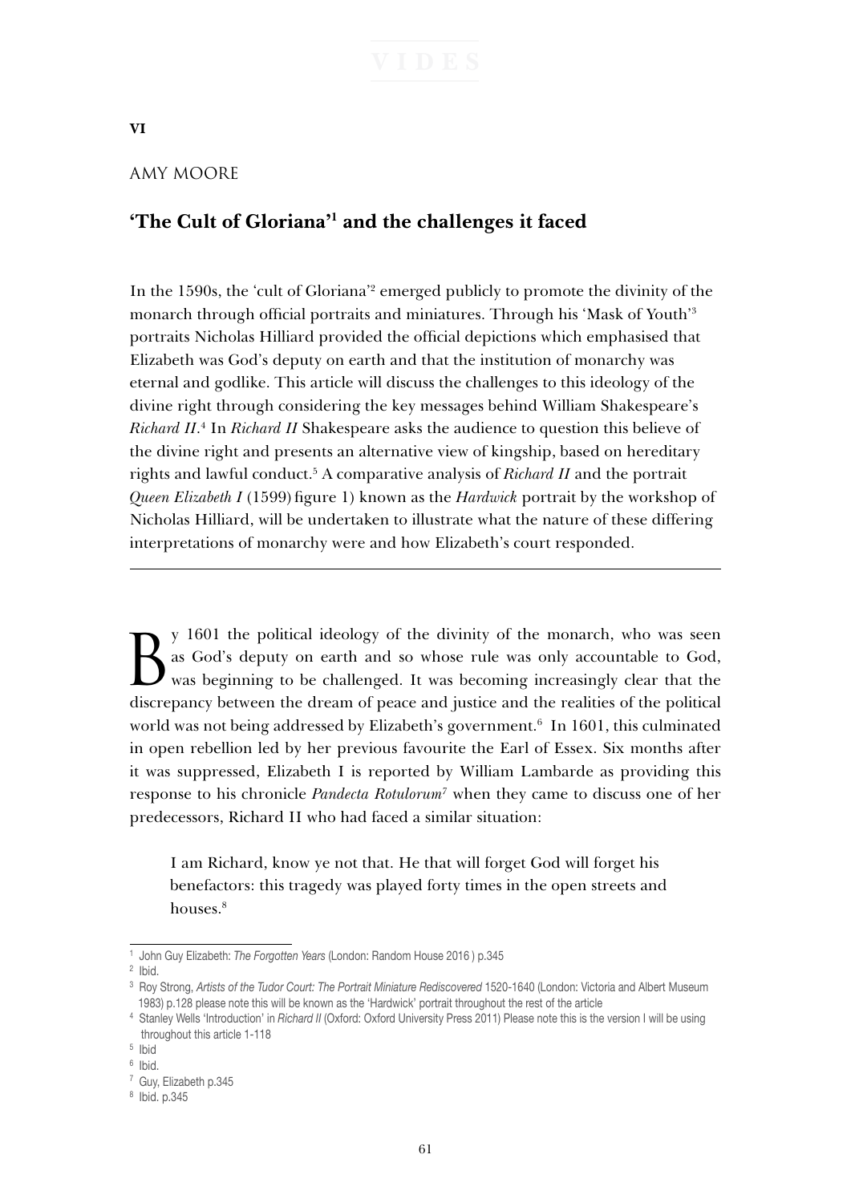**VI**

AMY MOORE

## 'The Cult of Gloriana'[1] and the challenges it faced

In the 1590s, the 'cult of Gloriana'[2] emerged publicly to promote the divinity of the monarch through official portraits and miniatures. Through his 'Mask of Youth'[3] portraits Nicholas Hilliard provided the official depictions which emphasised that Elizabeth was God's deputy on earth and that the institution of monarchy was eternal and godlike. This article will discuss the challenges to this ideology of the divine right through considering the key messages behind William Shakespeare's *Richard II*.[4] In *Richard II* Shakespeare asks the audience to question this believe of the divine right and presents an alternative view of kingship, based on hereditary rights and lawful conduct.[5] A comparative analysis of *Richard II* and the portrait *Queen Elizabeth I* (1599) figure 1) known as the *Hardwick* portrait by the workshop of Nicholas Hilliard, will be undertaken to illustrate what the nature of these differing interpretations of monarchy were and how Elizabeth's court responded.

---

By 1601 the political ideology of the divinity of the monarch, who was seen as God's deputy on earth and so whose rule was only accountable to God, was beginning to be challenged. It was becoming increasingly clear that the discrepancy between the dream of peace and justice and the realities of the political world was not being addressed by Elizabeth's government.[6] In 1601, this culminated in open rebellion led by her previous favourite the Earl of Essex. Six months after it was suppressed, Elizabeth I is reported by William Lambarde as providing this response to his chronicle *Pandecta Rotulorum*[7] when they came to discuss one of her predecessors, Richard II who had faced a similar situation:

> I am Richard, know ye not that. He that will forget God will forget his benefactors: this tragedy was played forty times in the open streets and houses.[8]

---

[1] John Guy Elizabeth: *The Forgotten Years* (London: Random House 2016 ) p.345

[2] Ibid.

[3] Roy Strong, *Artists of the Tudor Court: The Portrait Miniature Rediscovered* 1520-1640 (London: Victoria and Albert Museum 1983) p.128 please note this will be known as the 'Hardwick' portrait throughout the rest of the article

[4] Stanley Wells 'Introduction' in *Richard II* (Oxford: Oxford University Press 2011) Please note this is the version I will be using throughout this article 1-118

[5] Ibid

[6] Ibid.

[7] Guy, Elizabeth p.345

[8] Ibid. p.345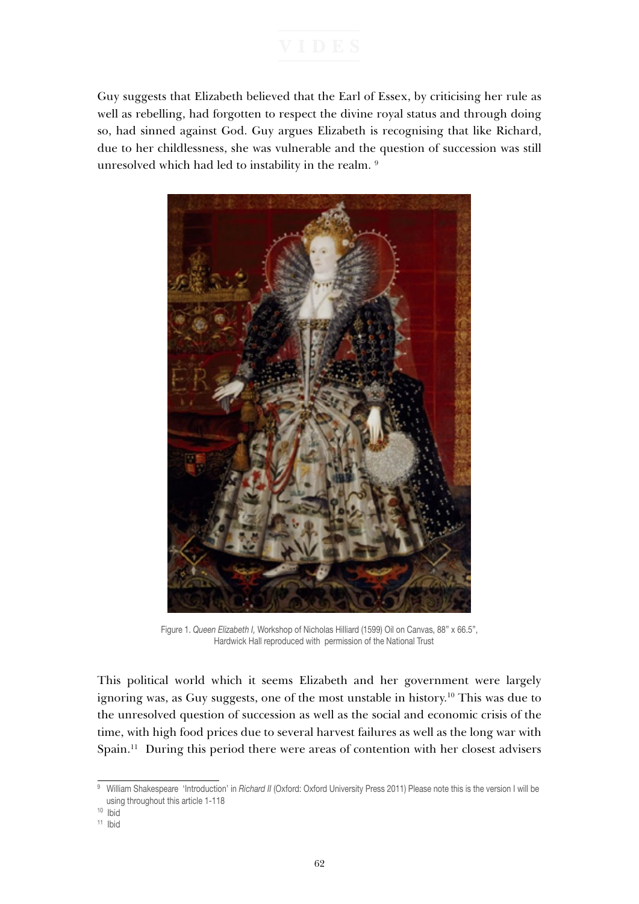Guy suggests that Elizabeth believed that the Earl of Essex, by criticising her rule as well as rebelling, had forgotten to respect the divine royal status and through doing so, had sinned against God. Guy argues Elizabeth is recognising that like Richard, due to her childlessness, she was vulnerable and the question of succession was still unresolved which had led to instability in the realm. [9]

Figure 1. *Queen Elizabeth I,* Workshop of Nicholas Hilliard (1599) Oil on Canvas, 88" x 66.5", Hardwick Hall reproduced with permission of the National Trust

This political world which it seems Elizabeth and her government were largely ignoring was, as Guy suggests, one of the most unstable in history.[10] This was due to the unresolved question of succession as well as the social and economic crisis of the time, with high food prices due to several harvest failures as well as the long war with Spain.[11] During this period there were areas of contention with her closest advisers

---

[9] William Shakespeare 'Introduction' in *Richard II* (Oxford: Oxford University Press 2011) Please note this is the version I will be using throughout this article 1-118

[10] Ibid

[11] Ibid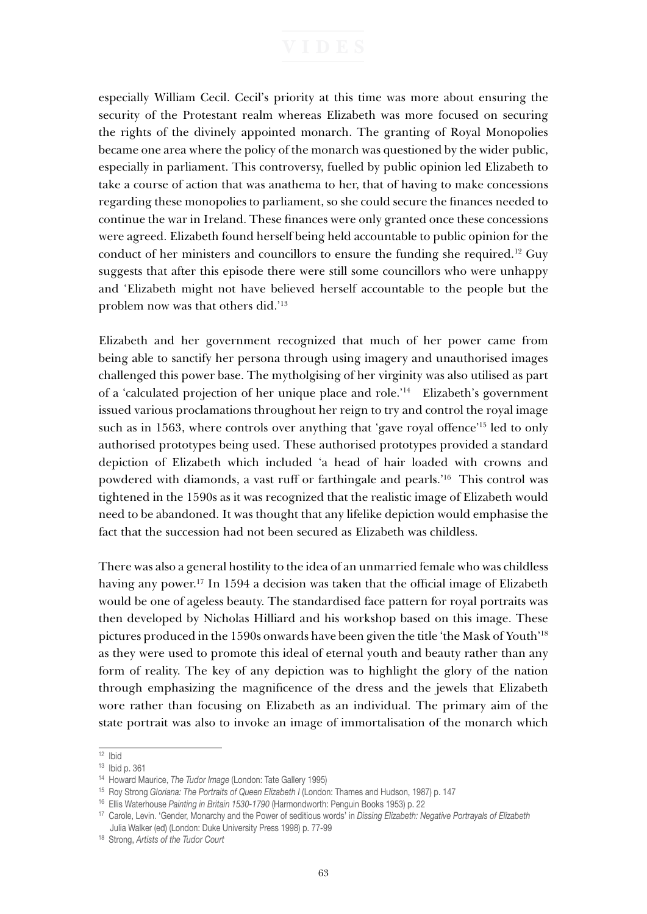especially William Cecil. Cecil's priority at this time was more about ensuring the security of the Protestant realm whereas Elizabeth was more focused on securing the rights of the divinely appointed monarch. The granting of Royal Monopolies became one area where the policy of the monarch was questioned by the wider public, especially in parliament. This controversy, fuelled by public opinion led Elizabeth to take a course of action that was anathema to her, that of having to make concessions regarding these monopolies to parliament, so she could secure the finances needed to continue the war in Ireland. These finances were only granted once these concessions were agreed. Elizabeth found herself being held accountable to public opinion for the conduct of her ministers and councillors to ensure the funding she required.[12] Guy suggests that after this episode there were still some councillors who were unhappy and 'Elizabeth might not have believed herself accountable to the people but the problem now was that others did.'[13]

Elizabeth and her government recognized that much of her power came from being able to sanctify her persona through using imagery and unauthorised images challenged this power base. The mytholgising of her virginity was also utilised as part of a 'calculated projection of her unique place and role.'[14] Elizabeth's government issued various proclamations throughout her reign to try and control the royal image such as in 1563, where controls over anything that 'gave royal offence'[15] led to only authorised prototypes being used. These authorised prototypes provided a standard depiction of Elizabeth which included 'a head of hair loaded with crowns and powdered with diamonds, a vast ruff or farthingale and pearls.'[16] This control was tightened in the 1590s as it was recognized that the realistic image of Elizabeth would need to be abandoned. It was thought that any lifelike depiction would emphasise the fact that the succession had not been secured as Elizabeth was childless.

There was also a general hostility to the idea of an unmarried female who was childless having any power.[17] In 1594 a decision was taken that the official image of Elizabeth would be one of ageless beauty. The standardised face pattern for royal portraits was then developed by Nicholas Hilliard and his workshop based on this image. These pictures produced in the 1590s onwards have been given the title 'the Mask of Youth'[18] as they were used to promote this ideal of eternal youth and beauty rather than any form of reality. The key of any depiction was to highlight the glory of the nation through emphasizing the magnificence of the dress and the jewels that Elizabeth wore rather than focusing on Elizabeth as an individual. The primary aim of the state portrait was also to invoke an image of immortalisation of the monarch which

---

[12] Ibid

[13] Ibid p. 361

[14] Howard Maurice, *The Tudor Image* (London: Tate Gallery 1995)

[15] Roy Strong *Gloriana: The Portraits of Queen Elizabeth I* (London: Thames and Hudson, 1987) p. 147

[16] Ellis Waterhouse *Painting in Britain 1530-1790* (Harmondworth: Penguin Books 1953) p. 22

[17] Carole, Levin. 'Gender, Monarchy and the Power of seditious words' in *Dissing Elizabeth: Negative Portrayals of Elizabeth* Julia Walker (ed) (London: Duke University Press 1998) p. 77-99

[18] Strong, *Artists of the Tudor Court*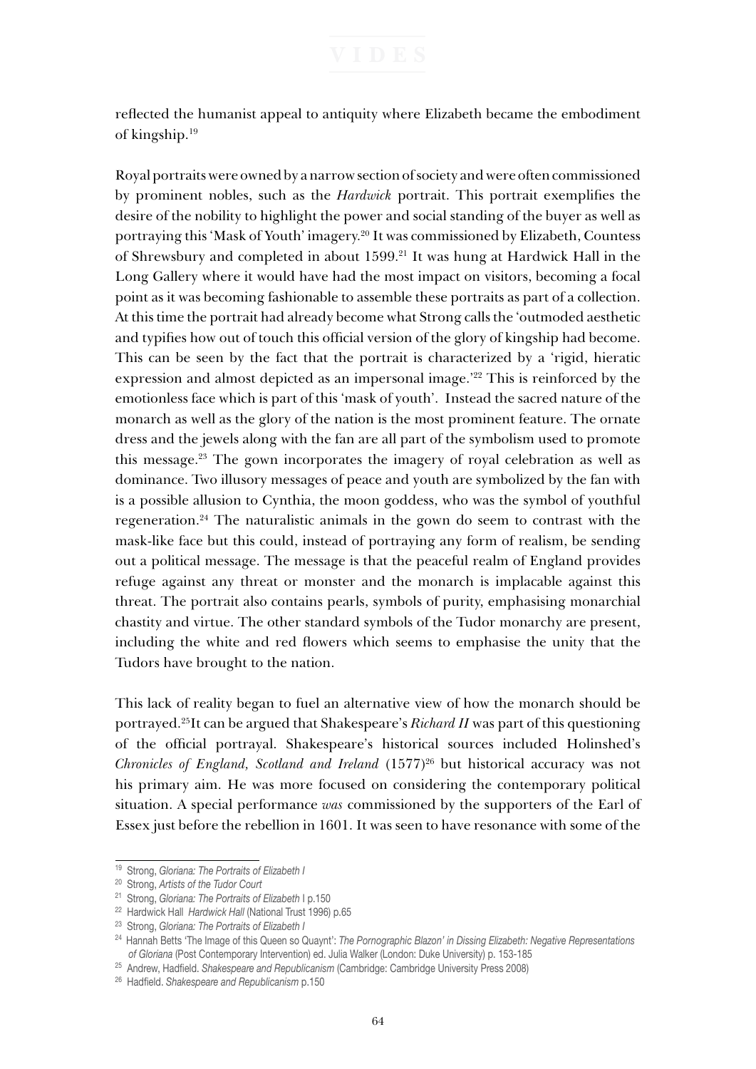reflected the humanist appeal to antiquity where Elizabeth became the embodiment of kingship.[19]

Royal portraits were owned by a narrow section of society and were often commissioned by prominent nobles, such as the *Hardwick* portrait. This portrait exemplifies the desire of the nobility to highlight the power and social standing of the buyer as well as portraying this 'Mask of Youth' imagery.[20] It was commissioned by Elizabeth, Countess of Shrewsbury and completed in about 1599.[21] It was hung at Hardwick Hall in the Long Gallery where it would have had the most impact on visitors, becoming a focal point as it was becoming fashionable to assemble these portraits as part of a collection. At this time the portrait had already become what Strong calls the 'outmoded aesthetic and typifies how out of touch this official version of the glory of kingship had become. This can be seen by the fact that the portrait is characterized by a 'rigid, hieratic expression and almost depicted as an impersonal image.'[22] This is reinforced by the emotionless face which is part of this 'mask of youth'. Instead the sacred nature of the monarch as well as the glory of the nation is the most prominent feature. The ornate dress and the jewels along with the fan are all part of the symbolism used to promote this message.[23] The gown incorporates the imagery of royal celebration as well as dominance. Two illusory messages of peace and youth are symbolized by the fan with is a possible allusion to Cynthia, the moon goddess, who was the symbol of youthful regeneration.[24] The naturalistic animals in the gown do seem to contrast with the mask-like face but this could, instead of portraying any form of realism, be sending out a political message. The message is that the peaceful realm of England provides refuge against any threat or monster and the monarch is implacable against this threat. The portrait also contains pearls, symbols of purity, emphasising monarchial chastity and virtue. The other standard symbols of the Tudor monarchy are present, including the white and red flowers which seems to emphasise the unity that the Tudors have brought to the nation.

This lack of reality began to fuel an alternative view of how the monarch should be portrayed.[25]It can be argued that Shakespeare's *Richard II* was part of this questioning of the official portrayal. Shakespeare's historical sources included Holinshed's *Chronicles of England, Scotland and Ireland* (1577)[26] but historical accuracy was not his primary aim. He was more focused on considering the contemporary political situation. A special performance *was* commissioned by the supporters of the Earl of Essex just before the rebellion in 1601. It was seen to have resonance with some of the

---

[19] Strong, *Gloriana: The Portraits of Elizabeth I*

[20] Strong, *Artists of the Tudor Court*

[21] Strong, *Gloriana: The Portraits of Elizabeth* I p.150

[22] Hardwick Hall *Hardwick Hall* (National Trust 1996) p.65

[23] Strong, *Gloriana: The Portraits of Elizabeth I*

[24] Hannah Betts 'The Image of this Queen so Quaynt': *The Pornographic Blazon' in Dissing Elizabeth: Negative Representations of Gloriana* (Post Contemporary Intervention) ed. Julia Walker (London: Duke University) p. 153-185

[25] Andrew, Hadfield. *Shakespeare and Republicanism* (Cambridge: Cambridge University Press 2008)

[26] Hadfield. *Shakespeare and Republicanism* p.150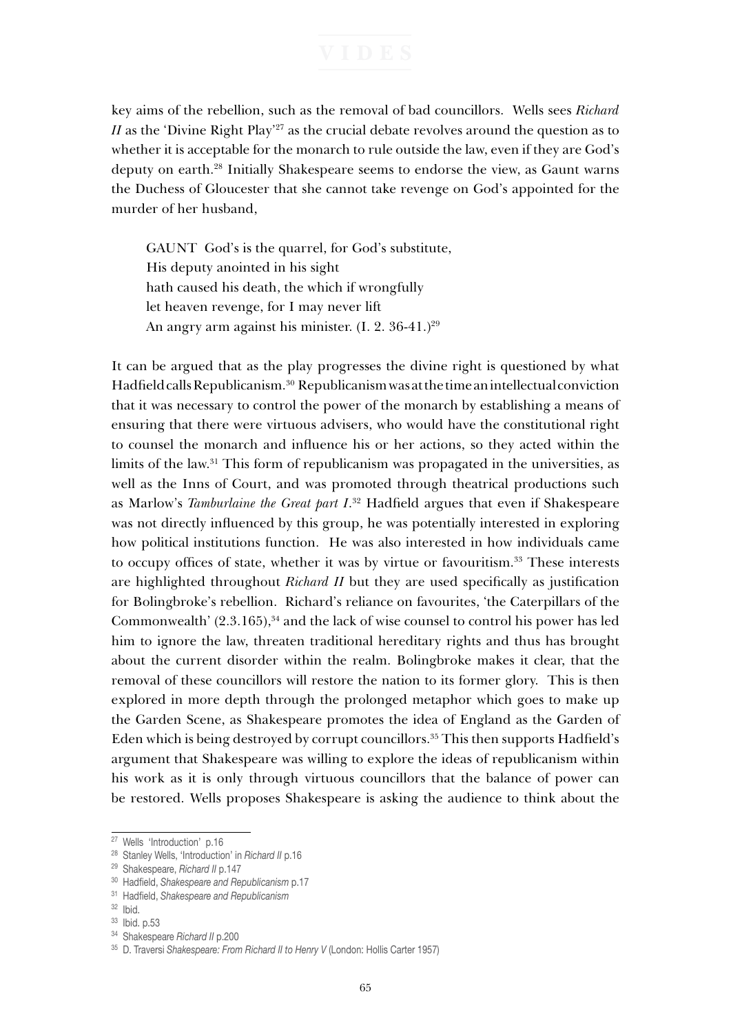key aims of the rebellion, such as the removal of bad councillors. Wells sees *Richard II* as the 'Divine Right Play'[27] as the crucial debate revolves around the question as to whether it is acceptable for the monarch to rule outside the law, even if they are God's deputy on earth.[28] Initially Shakespeare seems to endorse the view, as Gaunt warns the Duchess of Gloucester that she cannot take revenge on God's appointed for the murder of her husband,

> GAUNT God's is the quarrel, for God's substitute,
> His deputy anointed in his sight
> hath caused his death, the which if wrongfully
> let heaven revenge, for I may never lift
> An angry arm against his minister. (I. 2. 36-41.)[29]

It can be argued that as the play progresses the divine right is questioned by what Hadfield calls Republicanism.[30] Republicanism was at the time an intellectual conviction that it was necessary to control the power of the monarch by establishing a means of ensuring that there were virtuous advisers, who would have the constitutional right to counsel the monarch and influence his or her actions, so they acted within the limits of the law.[31] This form of republicanism was propagated in the universities, as well as the Inns of Court, and was promoted through theatrical productions such as Marlow's *Tamburlaine the Great part I*.[32] Hadfield argues that even if Shakespeare was not directly influenced by this group, he was potentially interested in exploring how political institutions function. He was also interested in how individuals came to occupy offices of state, whether it was by virtue or favouritism.[33] These interests are highlighted throughout *Richard II* but they are used specifically as justification for Bolingbroke's rebellion. Richard's reliance on favourites, 'the Caterpillars of the Commonwealth' (2.3.165),[34] and the lack of wise counsel to control his power has led him to ignore the law, threaten traditional hereditary rights and thus has brought about the current disorder within the realm. Bolingbroke makes it clear, that the removal of these councillors will restore the nation to its former glory. This is then explored in more depth through the prolonged metaphor which goes to make up the Garden Scene, as Shakespeare promotes the idea of England as the Garden of Eden which is being destroyed by corrupt councillors.[35] This then supports Hadfield's argument that Shakespeare was willing to explore the ideas of republicanism within his work as it is only through virtuous councillors that the balance of power can be restored. Wells proposes Shakespeare is asking the audience to think about the

---

[27] Wells 'Introduction' p.16

[28] Stanley Wells, 'Introduction' in *Richard II* p.16

[29] Shakespeare, *Richard II* p.147

[30] Hadfield, *Shakespeare and Republicanism* p.17

[31] Hadfield, *Shakespeare and Republicanism*

[32] Ibid.

[33] Ibid. p.53

[34] Shakespeare *Richard II* p.200

[35] D. Traversi *Shakespeare: From Richard II to Henry V* (London: Hollis Carter 1957)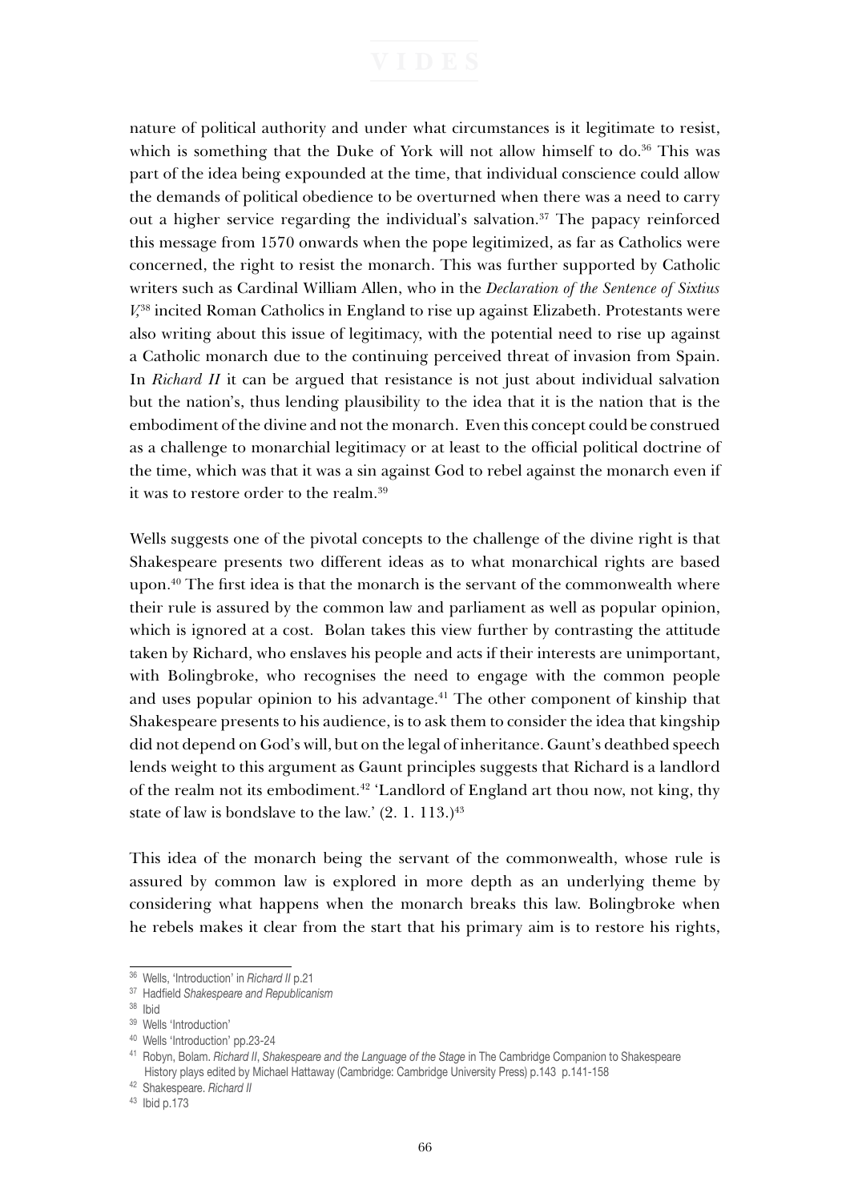nature of political authority and under what circumstances is it legitimate to resist, which is something that the Duke of York will not allow himself to do.[36] This was part of the idea being expounded at the time, that individual conscience could allow the demands of political obedience to be overturned when there was a need to carry out a higher service regarding the individual's salvation.[37] The papacy reinforced this message from 1570 onwards when the pope legitimized, as far as Catholics were concerned, the right to resist the monarch. This was further supported by Catholic writers such as Cardinal William Allen, who in the *Declaration of the Sentence of Sixtius V,*[38] incited Roman Catholics in England to rise up against Elizabeth. Protestants were also writing about this issue of legitimacy, with the potential need to rise up against a Catholic monarch due to the continuing perceived threat of invasion from Spain. In *Richard II* it can be argued that resistance is not just about individual salvation but the nation's, thus lending plausibility to the idea that it is the nation that is the embodiment of the divine and not the monarch. Even this concept could be construed as a challenge to monarchial legitimacy or at least to the official political doctrine of the time, which was that it was a sin against God to rebel against the monarch even if it was to restore order to the realm.[39]

Wells suggests one of the pivotal concepts to the challenge of the divine right is that Shakespeare presents two different ideas as to what monarchical rights are based upon.[40] The first idea is that the monarch is the servant of the commonwealth where their rule is assured by the common law and parliament as well as popular opinion, which is ignored at a cost. Bolan takes this view further by contrasting the attitude taken by Richard, who enslaves his people and acts if their interests are unimportant, with Bolingbroke, who recognises the need to engage with the common people and uses popular opinion to his advantage.[41] The other component of kinship that Shakespeare presents to his audience, is to ask them to consider the idea that kingship did not depend on God's will, but on the legal of inheritance. Gaunt's deathbed speech lends weight to this argument as Gaunt principles suggests that Richard is a landlord of the realm not its embodiment.[42] 'Landlord of England art thou now, not king, thy state of law is bondslave to the law.' (2. 1. 113.)[43]

This idea of the monarch being the servant of the commonwealth, whose rule is assured by common law is explored in more depth as an underlying theme by considering what happens when the monarch breaks this law. Bolingbroke when he rebels makes it clear from the start that his primary aim is to restore his rights,

---

[36] Wells, 'Introduction' in *Richard II* p.21

[37] Hadfield *Shakespeare and Republicanism*

[38] Ibid

[39] Wells 'Introduction'

[40] Wells 'Introduction' pp.23-24

[41] Robyn, Bolam. *Richard II, Shakespeare and the Language of the Stage* in The Cambridge Companion to Shakespeare History plays edited by Michael Hattaway (Cambridge: Cambridge University Press) p.143 p.141-158

[42] Shakespeare. *Richard II*

[43] Ibid p.173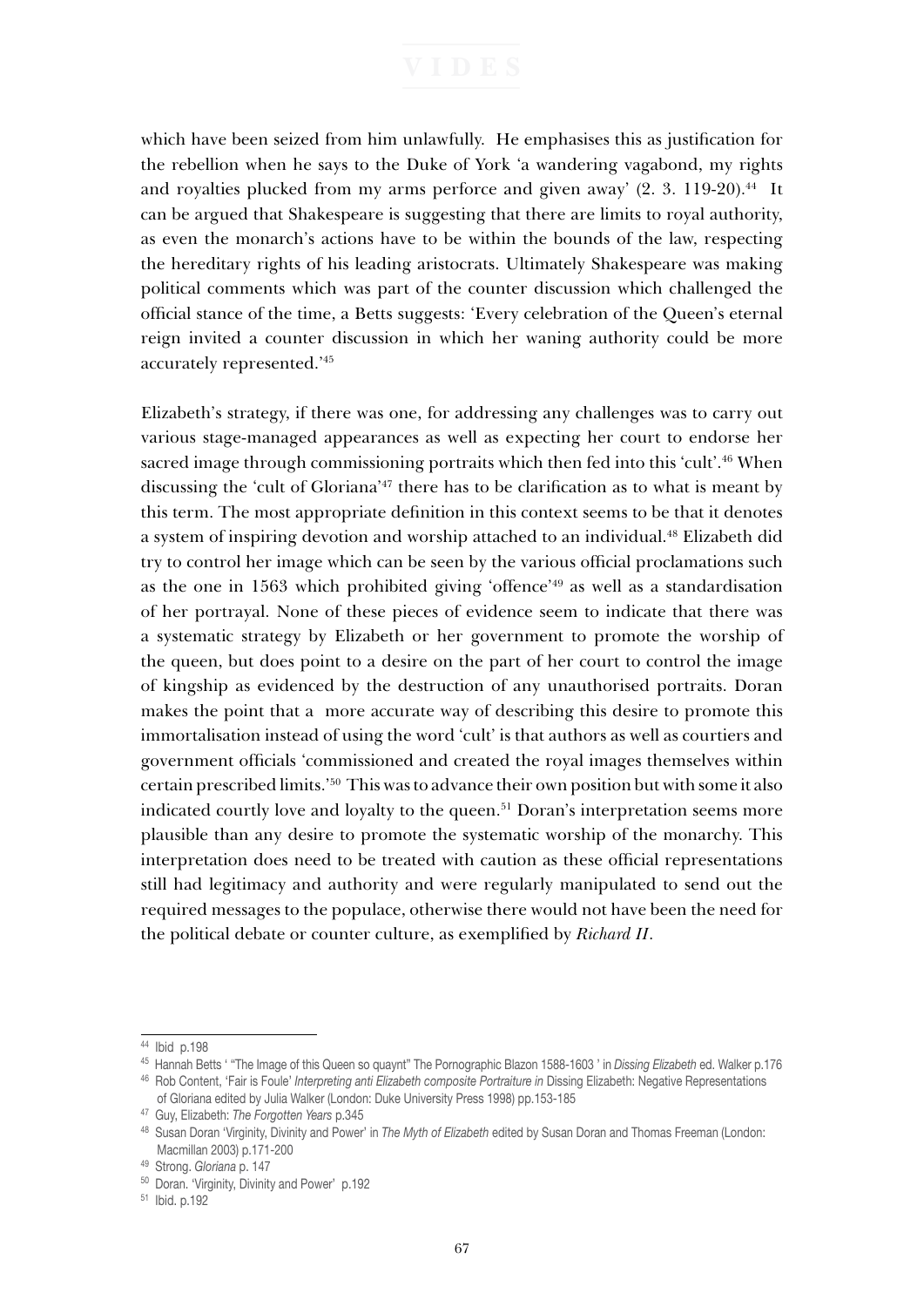which have been seized from him unlawfully. He emphasises this as justification for the rebellion when he says to the Duke of York 'a wandering vagabond, my rights and royalties plucked from my arms perforce and given away' (2. 3. 119-20).[44] It can be argued that Shakespeare is suggesting that there are limits to royal authority, as even the monarch's actions have to be within the bounds of the law, respecting the hereditary rights of his leading aristocrats. Ultimately Shakespeare was making political comments which was part of the counter discussion which challenged the official stance of the time, a Betts suggests: 'Every celebration of the Queen's eternal reign invited a counter discussion in which her waning authority could be more accurately represented.'[45]

Elizabeth's strategy, if there was one, for addressing any challenges was to carry out various stage-managed appearances as well as expecting her court to endorse her sacred image through commissioning portraits which then fed into this 'cult'.[46] When discussing the 'cult of Gloriana'[47] there has to be clarification as to what is meant by this term. The most appropriate definition in this context seems to be that it denotes a system of inspiring devotion and worship attached to an individual.[48] Elizabeth did try to control her image which can be seen by the various official proclamations such as the one in 1563 which prohibited giving 'offence'[49] as well as a standardisation of her portrayal. None of these pieces of evidence seem to indicate that there was a systematic strategy by Elizabeth or her government to promote the worship of the queen, but does point to a desire on the part of her court to control the image of kingship as evidenced by the destruction of any unauthorised portraits. Doran makes the point that a more accurate way of describing this desire to promote this immortalisation instead of using the word 'cult' is that authors as well as courtiers and government officials 'commissioned and created the royal images themselves within certain prescribed limits.'[50] This was to advance their own position but with some it also indicated courtly love and loyalty to the queen.[51] Doran's interpretation seems more plausible than any desire to promote the systematic worship of the monarchy. This interpretation does need to be treated with caution as these official representations still had legitimacy and authority and were regularly manipulated to send out the required messages to the populace, otherwise there would not have been the need for the political debate or counter culture, as exemplified by *Richard II*.

---

[44] Ibid p.198

[45] Hannah Betts ' "The Image of this Queen so quaynt" The Pornographic Blazon 1588-1603 ' in *Dissing Elizabeth* ed. Walker p.176

[46] Rob Content, 'Fair is Foule' *Interpreting anti Elizabeth composite Portraiture in* Dissing Elizabeth: Negative Representations of Gloriana edited by Julia Walker (London: Duke University Press 1998) pp.153-185

[47] Guy, Elizabeth: *The Forgotten Years* p.345

[48] Susan Doran 'Virginity, Divinity and Power' in *The Myth of Elizabeth* edited by Susan Doran and Thomas Freeman (London: Macmillan 2003) p.171-200

[49] Strong. *Gloriana* p. 147

[50] Doran. 'Virginity, Divinity and Power' p.192

[51] Ibid. p.192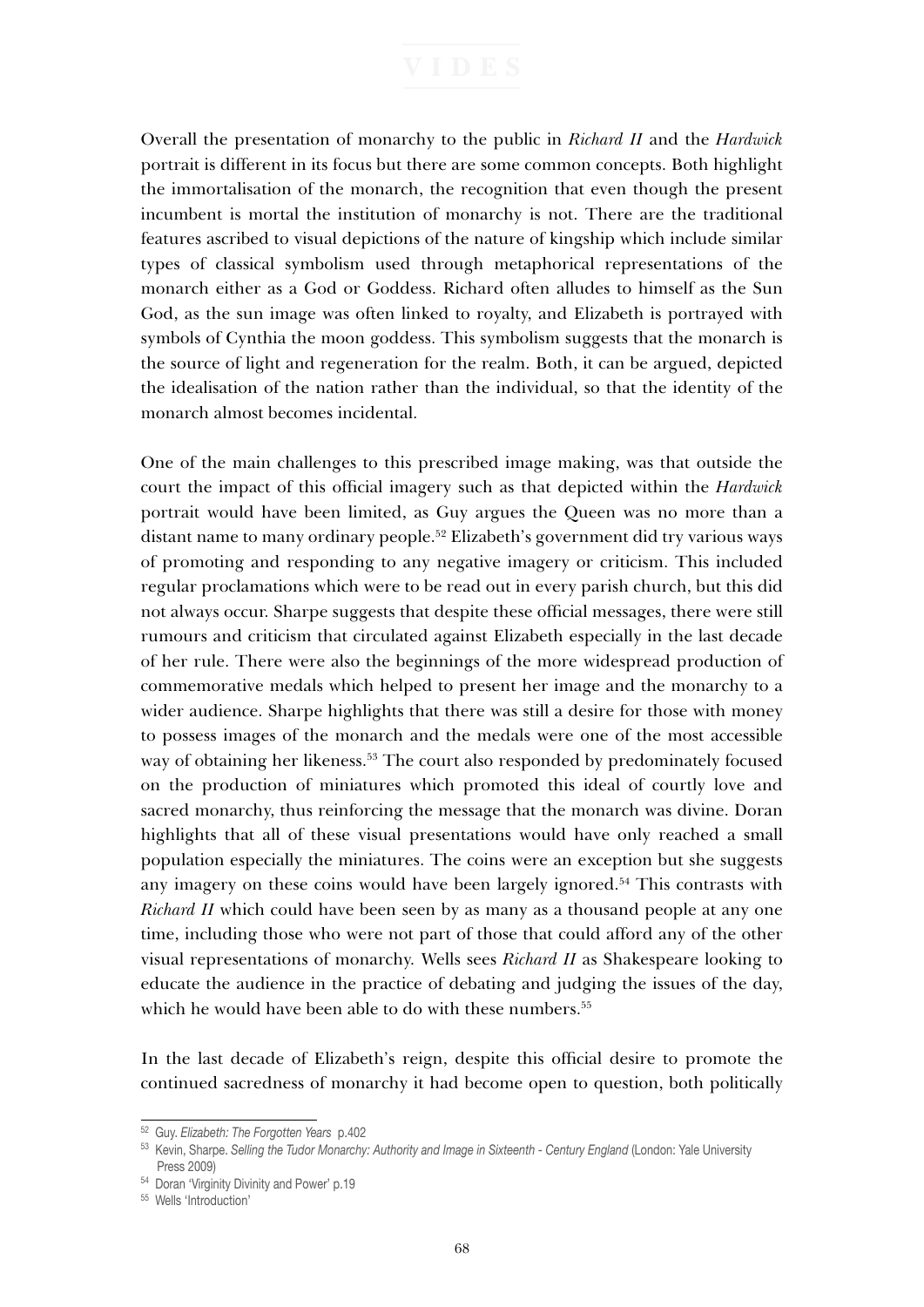Overall the presentation of monarchy to the public in *Richard II* and the *Hardwick* portrait is different in its focus but there are some common concepts. Both highlight the immortalisation of the monarch, the recognition that even though the present incumbent is mortal the institution of monarchy is not. There are the traditional features ascribed to visual depictions of the nature of kingship which include similar types of classical symbolism used through metaphorical representations of the monarch either as a God or Goddess. Richard often alludes to himself as the Sun God, as the sun image was often linked to royalty, and Elizabeth is portrayed with symbols of Cynthia the moon goddess. This symbolism suggests that the monarch is the source of light and regeneration for the realm. Both, it can be argued, depicted the idealisation of the nation rather than the individual, so that the identity of the monarch almost becomes incidental.

One of the main challenges to this prescribed image making, was that outside the court the impact of this official imagery such as that depicted within the *Hardwick* portrait would have been limited, as Guy argues the Queen was no more than a distant name to many ordinary people.[52] Elizabeth's government did try various ways of promoting and responding to any negative imagery or criticism. This included regular proclamations which were to be read out in every parish church, but this did not always occur. Sharpe suggests that despite these official messages, there were still rumours and criticism that circulated against Elizabeth especially in the last decade of her rule. There were also the beginnings of the more widespread production of commemorative medals which helped to present her image and the monarchy to a wider audience. Sharpe highlights that there was still a desire for those with money to possess images of the monarch and the medals were one of the most accessible way of obtaining her likeness.[53] The court also responded by predominately focused on the production of miniatures which promoted this ideal of courtly love and sacred monarchy, thus reinforcing the message that the monarch was divine. Doran highlights that all of these visual presentations would have only reached a small population especially the miniatures. The coins were an exception but she suggests any imagery on these coins would have been largely ignored.[54] This contrasts with *Richard II* which could have been seen by as many as a thousand people at any one time, including those who were not part of those that could afford any of the other visual representations of monarchy. Wells sees *Richard II* as Shakespeare looking to educate the audience in the practice of debating and judging the issues of the day, which he would have been able to do with these numbers.[55]

In the last decade of Elizabeth's reign, despite this official desire to promote the continued sacredness of monarchy it had become open to question, both politically

---

[52] Guy. *Elizabeth: The Forgotten Years* p.402

[53] Kevin, Sharpe. *Selling the Tudor Monarchy: Authority and Image in Sixteenth - Century England* (London: Yale University Press 2009)

[54] Doran 'Virginity Divinity and Power' p.19

[55] Wells 'Introduction'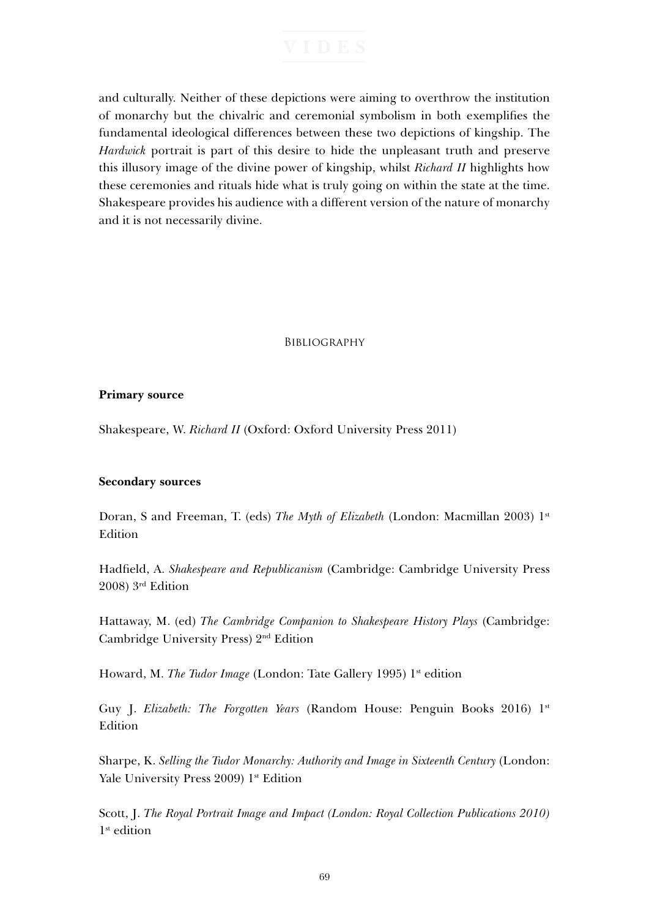and culturally. Neither of these depictions were aiming to overthrow the institution of monarchy but the chivalric and ceremonial symbolism in both exemplifies the fundamental ideological differences between these two depictions of kingship. The *Hardwick* portrait is part of this desire to hide the unpleasant truth and preserve this illusory image of the divine power of kingship, whilst *Richard II* highlights how these ceremonies and rituals hide what is truly going on within the state at the time. Shakespeare provides his audience with a different version of the nature of monarchy and it is not necessarily divine.

## Bibliography

**Primary source**

Shakespeare, W. *Richard II* (Oxford: Oxford University Press 2011)

**Secondary sources**

Doran, S and Freeman, T. (eds) *The Myth of Elizabeth* (London: Macmillan 2003) 1st Edition

Hadfield, A. *Shakespeare and Republicanism* (Cambridge: Cambridge University Press 2008) 3rd Edition

Hattaway, M. (ed) *The Cambridge Companion to Shakespeare History Plays* (Cambridge: Cambridge University Press) 2nd Edition

Howard, M. *The Tudor Image* (London: Tate Gallery 1995) 1st edition

Guy J. *Elizabeth: The Forgotten Years* (Random House: Penguin Books 2016) 1st Edition

Sharpe, K. *Selling the Tudor Monarchy: Authority and Image in Sixteenth Century* (London: Yale University Press 2009) 1st Edition

Scott, J. *The Royal Portrait Image and Impact (London: Royal Collection Publications 2010)* 1st edition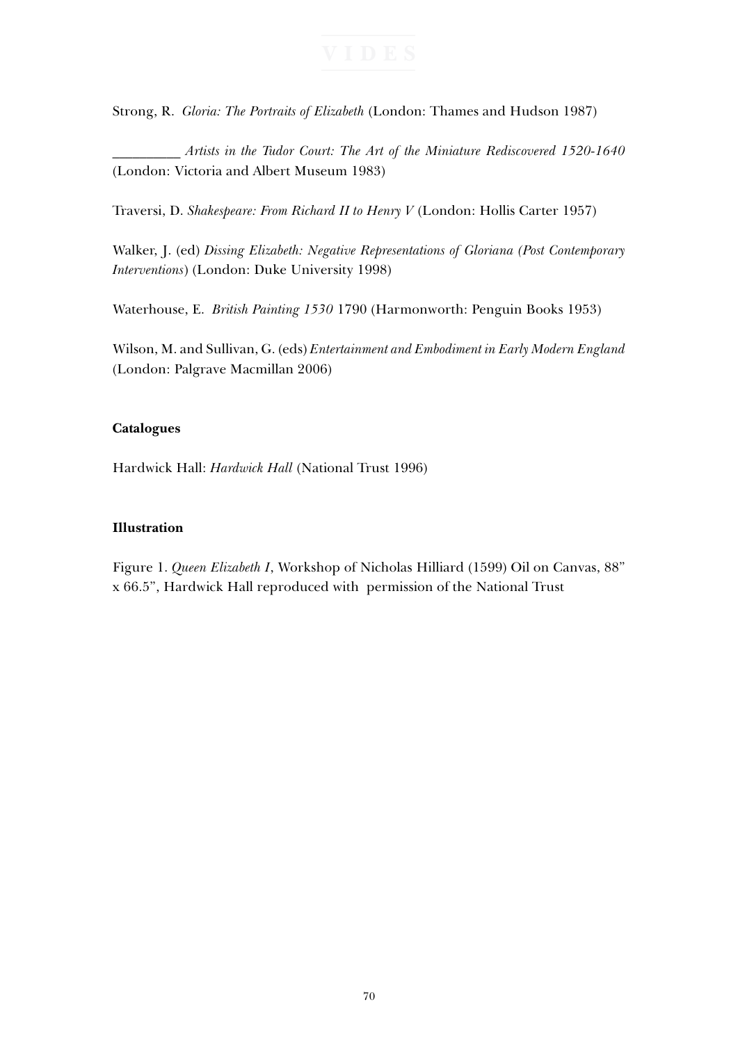Strong, R. *Gloria: The Portraits of Elizabeth* (London: Thames and Hudson 1987)

_________ *Artists in the Tudor Court: The Art of the Miniature Rediscovered 1520-1640* (London: Victoria and Albert Museum 1983)

Traversi, D. *Shakespeare: From Richard II to Henry V* (London: Hollis Carter 1957)

Walker, J. (ed) *Dissing Elizabeth: Negative Representations of Gloriana (Post Contemporary Interventions*) (London: Duke University 1998)

Waterhouse, E. *British Painting 1530* 1790 (Harmonworth: Penguin Books 1953)

Wilson, M. and Sullivan, G. (eds) *Entertainment and Embodiment in Early Modern England* (London: Palgrave Macmillan 2006)

**Catalogues**

Hardwick Hall: *Hardwick Hall* (National Trust 1996)

**Illustration**

Figure 1. *Queen Elizabeth I*, Workshop of Nicholas Hilliard (1599) Oil on Canvas, 88” x 66.5”, Hardwick Hall reproduced with permission of the National Trust